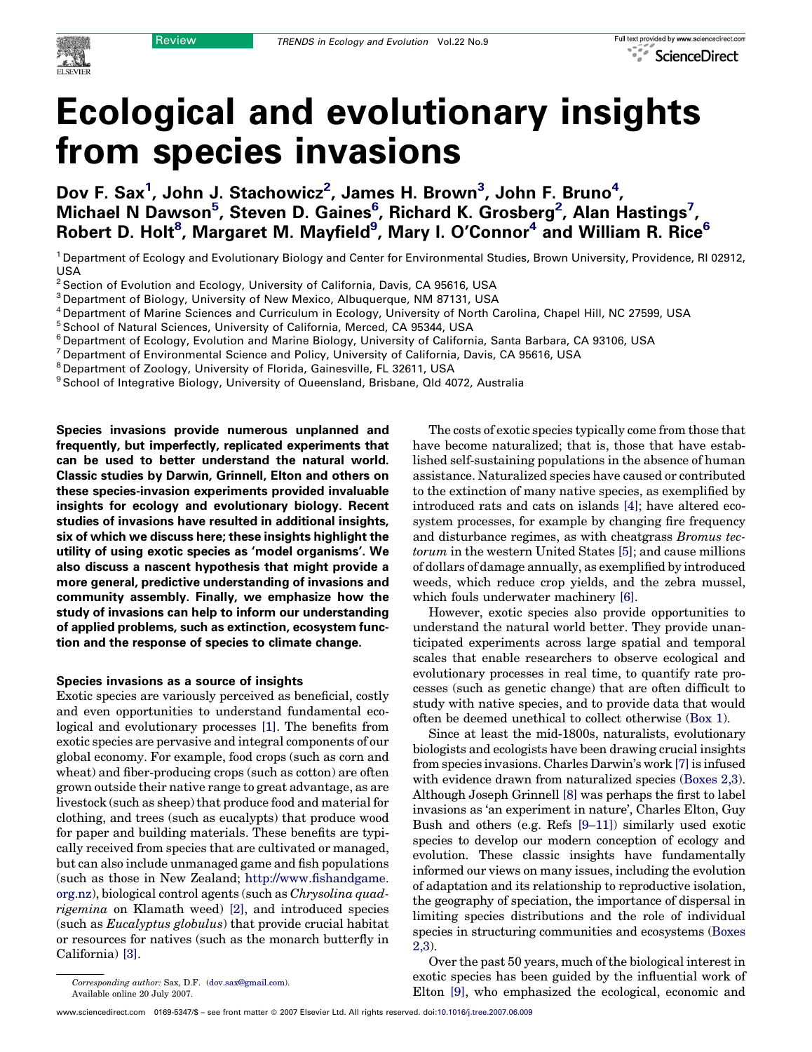# Ecological and evolutionary insights from species invasions

**Dov F. Sax[1], John J. Stachowicz[2], James H. Brown[3], John F. Bruno[4], Michael N Dawson[5], Steven D. Gaines[6], Richard K. Grosberg[2], Alan Hastings[7], Robert D. Holt[8], Margaret M. Mayfield[9], Mary I. O'Connor[4] and William R. Rice[6]**

[1] Department of Ecology and Evolutionary Biology and Center for Environmental Studies, Brown University, Providence, RI 02912, USA
[2] Section of Evolution and Ecology, University of California, Davis, CA 95616, USA
[3] Department of Biology, University of New Mexico, Albuquerque, NM 87131, USA
[4] Department of Marine Sciences and Curriculum in Ecology, University of North Carolina, Chapel Hill, NC 27599, USA
[5] School of Natural Sciences, University of California, Merced, CA 95344, USA
[6] Department of Ecology, Evolution and Marine Biology, University of California, Santa Barbara, CA 93106, USA
[7] Department of Environmental Science and Policy, University of California, Davis, CA 95616, USA
[8] Department of Zoology, University of Florida, Gainesville, FL 32611, USA
[9] School of Integrative Biology, University of Queensland, Brisbane, Qld 4072, Australia

**Species invasions provide numerous unplanned and frequently, but imperfectly, replicated experiments that can be used to better understand the natural world. Classic studies by Darwin, Grinnell, Elton and others on these species-invasion experiments provided invaluable insights for ecology and evolutionary biology. Recent studies of invasions have resulted in additional insights, six of which we discuss here; these insights highlight the utility of using exotic species as 'model organisms'. We also discuss a nascent hypothesis that might provide a more general, predictive understanding of invasions and community assembly. Finally, we emphasize how the study of invasions can help to inform our understanding of applied problems, such as extinction, ecosystem function and the response of species to climate change.**

## Species invasions as a source of insights

Exotic species are variously perceived as beneficial, costly and even opportunities to understand fundamental ecological and evolutionary processes [1]. The benefits from exotic species are pervasive and integral components of our global economy. For example, food crops (such as corn and wheat) and fiber-producing crops (such as cotton) are often grown outside their native range to great advantage, as are livestock (such as sheep) that produce food and material for clothing, and trees (such as eucalypts) that produce wood for paper and building materials. These benefits are typically received from species that are cultivated or managed, but can also include unmanaged game and fish populations (such as those in New Zealand; http://www.fishandgame.org.nz), biological control agents (such as *Chrysolina quadrigemina* on Klamath weed) [2], and introduced species (such as *Eucalyptus globulus*) that provide crucial habitat or resources for natives (such as the monarch butterfly in California) [3].

The costs of exotic species typically come from those that have become naturalized; that is, those that have established self-sustaining populations in the absence of human assistance. Naturalized species have caused or contributed to the extinction of many native species, as exemplified by introduced rats and cats on islands [4]; have altered ecosystem processes, for example by changing fire frequency and disturbance regimes, as with cheatgrass *Bromus tectorum* in the western United States [5]; and cause millions of dollars of damage annually, as exemplified by introduced weeds, which reduce crop yields, and the zebra mussel, which fouls underwater machinery [6].

However, exotic species also provide opportunities to understand the natural world better. They provide unanticipated experiments across large spatial and temporal scales that enable researchers to observe ecological and evolutionary processes in real time, to quantify rate processes (such as genetic change) that are often difficult to study with native species, and to provide data that would often be deemed unethical to collect otherwise (Box 1).

Since at least the mid-1800s, naturalists, evolutionary biologists and ecologists have been drawing crucial insights from species invasions. Charles Darwin's work [7] is infused with evidence drawn from naturalized species (Boxes 2,3). Although Joseph Grinnell [8] was perhaps the first to label invasions as 'an experiment in nature', Charles Elton, Guy Bush and others (e.g. Refs [9–11]) similarly used exotic species to develop our modern conception of ecology and evolution. These classic insights have fundamentally informed our views on many issues, including the evolution of adaptation and its relationship to reproductive isolation, the geography of speciation, the importance of dispersal in limiting species distributions and the role of individual species in structuring communities and ecosystems (Boxes 2,3).

Over the past 50 years, much of the biological interest in exotic species has been guided by the influential work of Elton [9], who emphasized the ecological, economic and

Corresponding author: Sax, D.F. (dov.sax@gmail.com).
Available online 20 July 2007.

www.sciencedirect.com 0169-5347/$ – see front matter © 2007 Elsevier Ltd. All rights reserved. doi:10.1016/j.tree.2007.06.009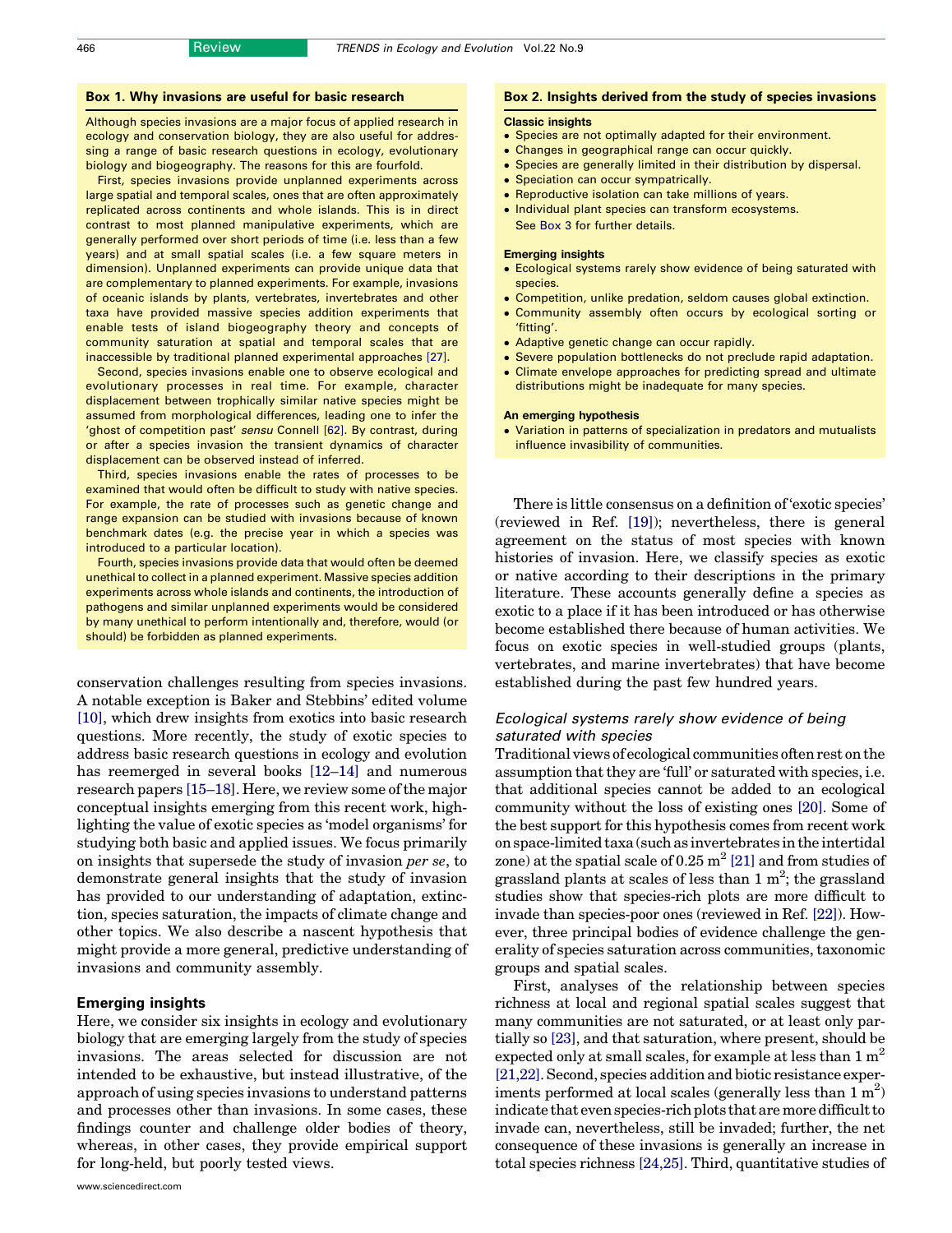## Box 1. Why invasions are useful for basic research

Although species invasions are a major focus of applied research in ecology and conservation biology, they are also useful for addressing a range of basic research questions in ecology, evolutionary biology and biogeography. The reasons for this are fourfold.

First, species invasions provide unplanned experiments across large spatial and temporal scales, ones that are often approximately replicated across continents and whole islands. This is in direct contrast to most planned manipulative experiments, which are generally performed over short periods of time (i.e. less than a few years) and at small spatial scales (i.e. a few square meters in dimension). Unplanned experiments can provide unique data that are complementary to planned experiments. For example, invasions of oceanic islands by plants, vertebrates, invertebrates and other taxa have provided massive species addition experiments that enable tests of island biogeography theory and concepts of community saturation at spatial and temporal scales that are inaccessible by traditional planned experimental approaches [27].

Second, species invasions enable one to observe ecological and evolutionary processes in real time. For example, character displacement between trophically similar native species might be assumed from morphological differences, leading one to infer the 'ghost of competition past' *sensu* Connell [62]. By contrast, during or after a species invasion the transient dynamics of character displacement can be observed instead of inferred.

Third, species invasions enable the rates of processes to be examined that would often be difficult to study with native species. For example, the rate of processes such as genetic change and range expansion can be studied with invasions because of known benchmark dates (e.g. the precise year in which a species was introduced to a particular location).

Fourth, species invasions provide data that would often be deemed unethical to collect in a planned experiment. Massive species addition experiments across whole islands and continents, the introduction of pathogens and similar unplanned experiments would be considered by many unethical to perform intentionally and, therefore, would (or should) be forbidden as planned experiments.

conservation challenges resulting from species invasions. A notable exception is Baker and Stebbins' edited volume [10], which drew insights from exotics into basic research questions. More recently, the study of exotic species to address basic research questions in ecology and evolution has reemerged in several books [12–14] and numerous research papers [15–18]. Here, we review some of the major conceptual insights emerging from this recent work, highlighting the value of exotic species as 'model organisms' for studying both basic and applied issues. We focus primarily on insights that supersede the study of invasion *per se*, to demonstrate general insights that the study of invasion has provided to our understanding of adaptation, extinction, species saturation, the impacts of climate change and other topics. We also describe a nascent hypothesis that might provide a more general, predictive understanding of invasions and community assembly.

## Emerging insights

Here, we consider six insights in ecology and evolutionary biology that are emerging largely from the study of species invasions. The areas selected for discussion are not intended to be exhaustive, but instead illustrative, of the approach of using species invasions to understand patterns and processes other than invasions. In some cases, these findings counter and challenge older bodies of theory, whereas, in other cases, they provide empirical support for long-held, but poorly tested views.

## Box 2. Insights derived from the study of species invasions

**Classic insights**

- Species are not optimally adapted for their environment.
- Changes in geographical range can occur quickly.
- Species are generally limited in their distribution by dispersal.
- Speciation can occur sympatrically.
- Reproductive isolation can take millions of years.
- Individual plant species can transform ecosystems.

See Box 3 for further details.

**Emerging insights**

- Ecological systems rarely show evidence of being saturated with species.
- Competition, unlike predation, seldom causes global extinction.
- Community assembly often occurs by ecological sorting or 'fitting'.
- Adaptive genetic change can occur rapidly.
- Severe population bottlenecks do not preclude rapid adaptation.
- Climate envelope approaches for predicting spread and ultimate distributions might be inadequate for many species.

**An emerging hypothesis**

- Variation in patterns of specialization in predators and mutualists influence invasibility of communities.

There is little consensus on a definition of 'exotic species' (reviewed in Ref. [19]); nevertheless, there is general agreement on the status of most species with known histories of invasion. Here, we classify species as exotic or native according to their descriptions in the primary literature. These accounts generally define a species as exotic to a place if it has been introduced or has otherwise become established there because of human activities. We focus on exotic species in well-studied groups (plants, vertebrates, and marine invertebrates) that have become established during the past few hundred years.

### *Ecological systems rarely show evidence of being saturated with species*

Traditional views of ecological communities often rest on the assumption that they are 'full' or saturated with species, i.e. that additional species cannot be added to an ecological community without the loss of existing ones [20]. Some of the best support for this hypothesis comes from recent work on space-limited taxa (such as invertebrates in the intertidal zone) at the spatial scale of $0.25\ m^2$ [21] and from studies of grassland plants at scales of less than $1\ m^2$; the grassland studies show that species-rich plots are more difficult to invade than species-poor ones (reviewed in Ref. [22]). However, three principal bodies of evidence challenge the generality of species saturation across communities, taxonomic groups and spatial scales.

First, analyses of the relationship between species richness at local and regional spatial scales suggest that many communities are not saturated, or at least only partially so [23], and that saturation, where present, should be expected only at small scales, for example at less than $1\ m^2$ [21,22]. Second, species addition and biotic resistance experiments performed at local scales (generally less than $1\ m^2$) indicate that even species-rich plots that are more difficult to invade can, nevertheless, still be invaded; further, the net consequence of these invasions is generally an increase in total species richness [24,25]. Third, quantitative studies of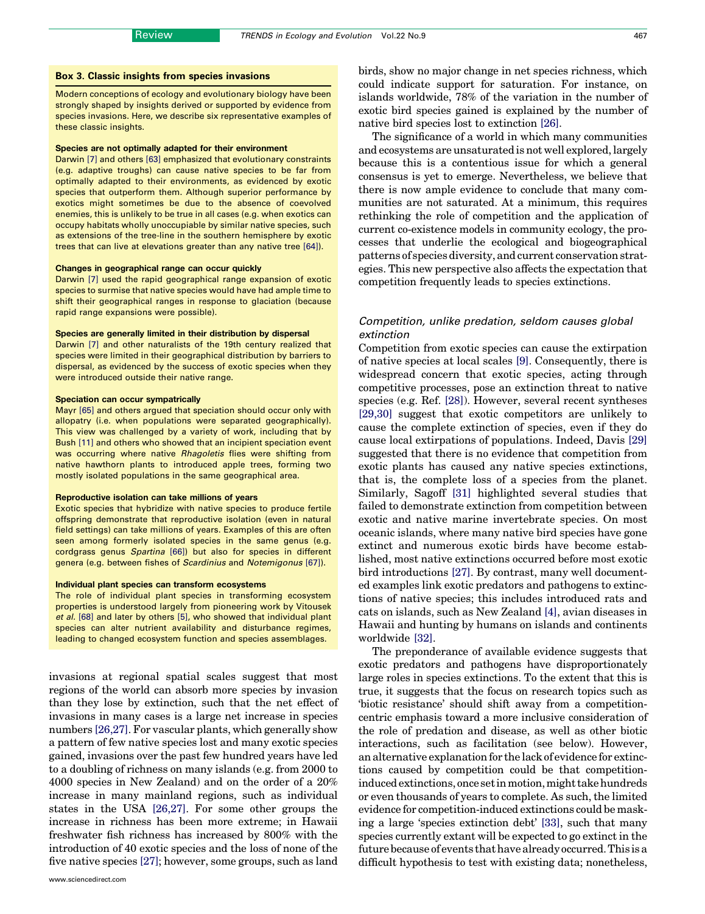### Box 3. Classic insights from species invasions

Modern conceptions of ecology and evolutionary biology have been strongly shaped by insights derived or supported by evidence from species invasions. Here, we describe six representative examples of these classic insights.

**Species are not optimally adapted for their environment**

Darwin [7] and others [63] emphasized that evolutionary constraints (e.g. adaptive troughs) can cause native species to be far from optimally adapted to their environments, as evidenced by exotic species that outperform them. Although superior performance by exotics might sometimes be due to the absence of coevolved enemies, this is unlikely to be true in all cases (e.g. when exotics can occupy habitats wholly unoccupiable by similar native species, such as extensions of the tree-line in the southern hemisphere by exotic trees that can live at elevations greater than any native tree [64]).

**Changes in geographical range can occur quickly**

Darwin [7] used the rapid geographical range expansion of exotic species to surmise that native species would have had ample time to shift their geographical ranges in response to glaciation (because rapid range expansions were possible).

**Species are generally limited in their distribution by dispersal**

Darwin [7] and other naturalists of the 19th century realized that species were limited in their geographical distribution by barriers to dispersal, as evidenced by the success of exotic species when they were introduced outside their native range.

**Speciation can occur sympatrically**

Mayr [65] and others argued that speciation should occur only with allopatry (i.e. when populations were separated geographically). This view was challenged by a variety of work, including that by Bush [11] and others who showed that an incipient speciation event was occurring where native *Rhagoletis* flies were shifting from native hawthorn plants to introduced apple trees, forming two mostly isolated populations in the same geographical area.

**Reproductive isolation can take millions of years**

Exotic species that hybridize with native species to produce fertile offspring demonstrate that reproductive isolation (even in natural field settings) can take millions of years. Examples of this are often seen among formerly isolated species in the same genus (e.g. cordgrass genus *Spartina* [66]) but also for species in different genera (e.g. between fishes of *Scardinius* and *Notemigonus* [67]).

**Individual plant species can transform ecosystems**

The role of individual plant species in transforming ecosystem properties is understood largely from pioneering work by Vitousek *et al.* [68] and later by others [5], who showed that individual plant species can alter nutrient availability and disturbance regimes, leading to changed ecosystem function and species assemblages.

invasions at regional spatial scales suggest that most regions of the world can absorb more species by invasion than they lose by extinction, such that the net effect of invasions in many cases is a large net increase in species numbers [26,27]. For vascular plants, which generally show a pattern of few native species lost and many exotic species gained, invasions over the past few hundred years have led to a doubling of richness on many islands (e.g. from 2000 to 4000 species in New Zealand) and on the order of a 20% increase in many mainland regions, such as individual states in the USA [26,27]. For some other groups the increase in richness has been more extreme; in Hawaii freshwater fish richness has increased by 800% with the introduction of 40 exotic species and the loss of none of the five native species [27]; however, some groups, such as land birds, show no major change in net species richness, which could indicate support for saturation. For instance, on islands worldwide, 78% of the variation in the number of exotic bird species gained is explained by the number of native bird species lost to extinction [26].

The significance of a world in which many communities and ecosystems are unsaturated is not well explored, largely because this is a contentious issue for which a general consensus is yet to emerge. Nevertheless, we believe that there is now ample evidence to conclude that many communities are not saturated. At a minimum, this requires rethinking the role of competition and the application of current co-existence models in community ecology, the processes that underlie the ecological and biogeographical patterns of species diversity, and current conservation strategies. This new perspective also affects the expectation that competition frequently leads to species extinctions.

### *Competition, unlike predation, seldom causes global extinction*

Competition from exotic species can cause the extirpation of native species at local scales [9]. Consequently, there is widespread concern that exotic species, acting through competitive processes, pose an extinction threat to native species (e.g. Ref. [28]). However, several recent syntheses [29,30] suggest that exotic competitors are unlikely to cause the complete extinction of species, even if they do cause local extirpations of populations. Indeed, Davis [29] suggested that there is no evidence that competition from exotic plants has caused any native species extinctions, that is, the complete loss of a species from the planet. Similarly, Sagoff [31] highlighted several studies that failed to demonstrate extinction from competition between exotic and native marine invertebrate species. On most oceanic islands, where many native bird species have gone extinct and numerous exotic birds have become established, most native extinctions occurred before most exotic bird introductions [27]. By contrast, many well documented examples link exotic predators and pathogens to extinctions of native species; this includes introduced rats and cats on islands, such as New Zealand [4], avian diseases in Hawaii and hunting by humans on islands and continents worldwide [32].

The preponderance of available evidence suggests that exotic predators and pathogens have disproportionately large roles in species extinctions. To the extent that this is true, it suggests that the focus on research topics such as 'biotic resistance' should shift away from a competition-centric emphasis toward a more inclusive consideration of the role of predation and disease, as well as other biotic interactions, such as facilitation (see below). However, an alternative explanation for the lack of evidence for extinctions caused by competition could be that competition-induced extinctions, once set in motion, might take hundreds or even thousands of years to complete. As such, the limited evidence for competition-induced extinctions could be masking a large 'species extinction debt' [33], such that many species currently extant will be expected to go extinct in the future because of events that have already occurred. This is a difficult hypothesis to test with existing data; nonetheless,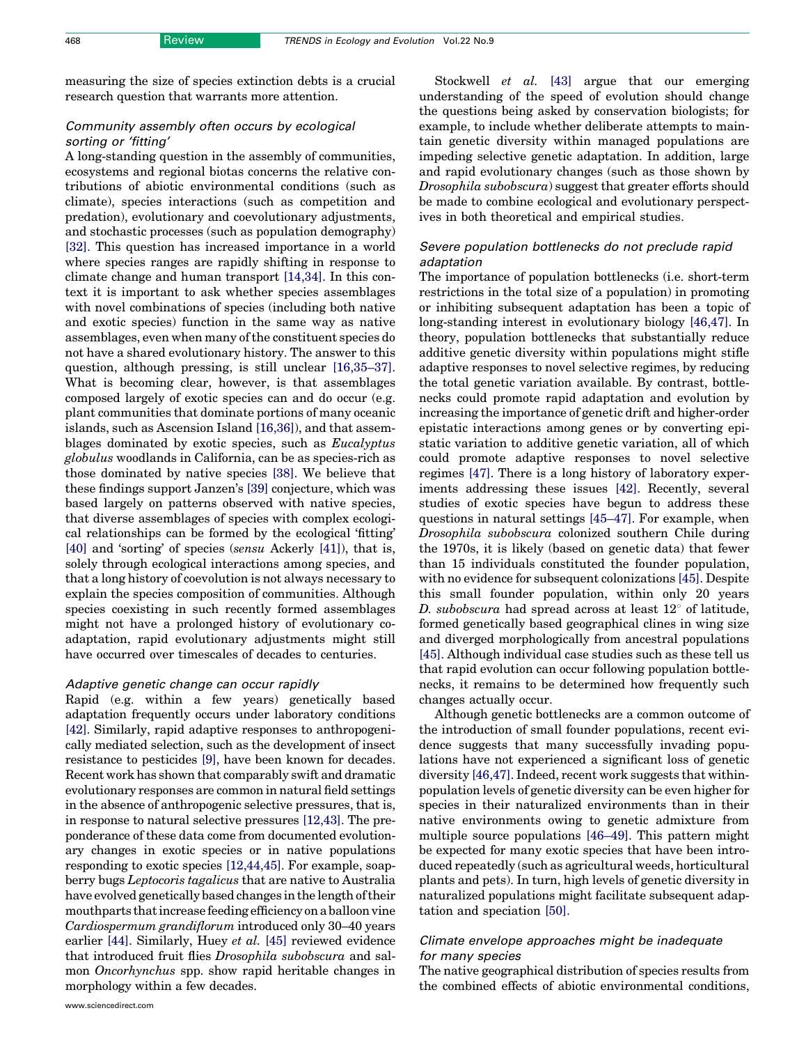measuring the size of species extinction debts is a crucial research question that warrants more attention.

### *Community assembly often occurs by ecological sorting or 'fitting'*

A long-standing question in the assembly of communities, ecosystems and regional biotas concerns the relative contributions of abiotic environmental conditions (such as climate), species interactions (such as competition and predation), evolutionary and coevolutionary adjustments, and stochastic processes (such as population demography) [32]. This question has increased importance in a world where species ranges are rapidly shifting in response to climate change and human transport [14,34]. In this context it is important to ask whether species assemblages with novel combinations of species (including both native and exotic species) function in the same way as native assemblages, even when many of the constituent species do not have a shared evolutionary history. The answer to this question, although pressing, is still unclear [16,35–37]. What is becoming clear, however, is that assemblages composed largely of exotic species can and do occur (e.g. plant communities that dominate portions of many oceanic islands, such as Ascension Island [16,36]), and that assemblages dominated by exotic species, such as *Eucalyptus globulus* woodlands in California, can be as species-rich as those dominated by native species [38]. We believe that these findings support Janzen's [39] conjecture, which was based largely on patterns observed with native species, that diverse assemblages of species with complex ecological relationships can be formed by the ecological 'fitting' [40] and 'sorting' of species (*sensu* Ackerly [41]), that is, solely through ecological interactions among species, and that a long history of coevolution is not always necessary to explain the species composition of communities. Although species coexisting in such recently formed assemblages might not have a prolonged history of evolutionary co-adaptation, rapid evolutionary adjustments might still have occurred over timescales of decades to centuries.

### *Adaptive genetic change can occur rapidly*

Rapid (e.g. within a few years) genetically based adaptation frequently occurs under laboratory conditions [42]. Similarly, rapid adaptive responses to anthropogenically mediated selection, such as the development of insect resistance to pesticides [9], have been known for decades. Recent work has shown that comparably swift and dramatic evolutionary responses are common in natural field settings in the absence of anthropogenic selective pressures, that is, in response to natural selective pressures [12,43]. The preponderance of these data come from documented evolutionary changes in exotic species or in native populations responding to exotic species [12,44,45]. For example, soapberry bugs *Leptocoris tagalicus* that are native to Australia have evolved genetically based changes in the length of their mouthparts that increase feeding efficiency on a balloon vine *Cardiospermum grandiflorum* introduced only 30–40 years earlier [44]. Similarly, Huey *et al.* [45] reviewed evidence that introduced fruit flies *Drosophila subobscura* and salmon *Oncorhynchus* spp. show rapid heritable changes in morphology within a few decades.

Stockwell *et al.* [43] argue that our emerging understanding of the speed of evolution should change the questions being asked by conservation biologists; for example, to include whether deliberate attempts to maintain genetic diversity within managed populations are impeding selective genetic adaptation. In addition, large and rapid evolutionary changes (such as those shown by *Drosophila subobscura*) suggest that greater efforts should be made to combine ecological and evolutionary perspectives in both theoretical and empirical studies.

### *Severe population bottlenecks do not preclude rapid adaptation*

The importance of population bottlenecks (i.e. short-term restrictions in the total size of a population) in promoting or inhibiting subsequent adaptation has been a topic of long-standing interest in evolutionary biology [46,47]. In theory, population bottlenecks that substantially reduce additive genetic diversity within populations might stifle adaptive responses to novel selective regimes, by reducing the total genetic variation available. By contrast, bottlenecks could promote rapid adaptation and evolution by increasing the importance of genetic drift and higher-order epistatic interactions among genes or by converting epistatic variation to additive genetic variation, all of which could promote adaptive responses to novel selective regimes [47]. There is a long history of laboratory experiments addressing these issues [42]. Recently, several studies of exotic species have begun to address these questions in natural settings [45–47]. For example, when *Drosophila subobscura* colonized southern Chile during the 1970s, it is likely (based on genetic data) that fewer than 15 individuals constituted the founder population, with no evidence for subsequent colonizations [45]. Despite this small founder population, within only 20 years *D. subobscura* had spread across at least 12° of latitude, formed genetically based geographical clines in wing size and diverged morphologically from ancestral populations [45]. Although individual case studies such as these tell us that rapid evolution can occur following population bottlenecks, it remains to be determined how frequently such changes actually occur.

Although genetic bottlenecks are a common outcome of the introduction of small founder populations, recent evidence suggests that many successfully invading populations have not experienced a significant loss of genetic diversity [46,47]. Indeed, recent work suggests that within-population levels of genetic diversity can be even higher for species in their naturalized environments than in their native environments owing to genetic admixture from multiple source populations [46–49]. This pattern might be expected for many exotic species that have been introduced repeatedly (such as agricultural weeds, horticultural plants and pets). In turn, high levels of genetic diversity in naturalized populations might facilitate subsequent adaptation and speciation [50].

### *Climate envelope approaches might be inadequate for many species*

The native geographical distribution of species results from the combined effects of abiotic environmental conditions,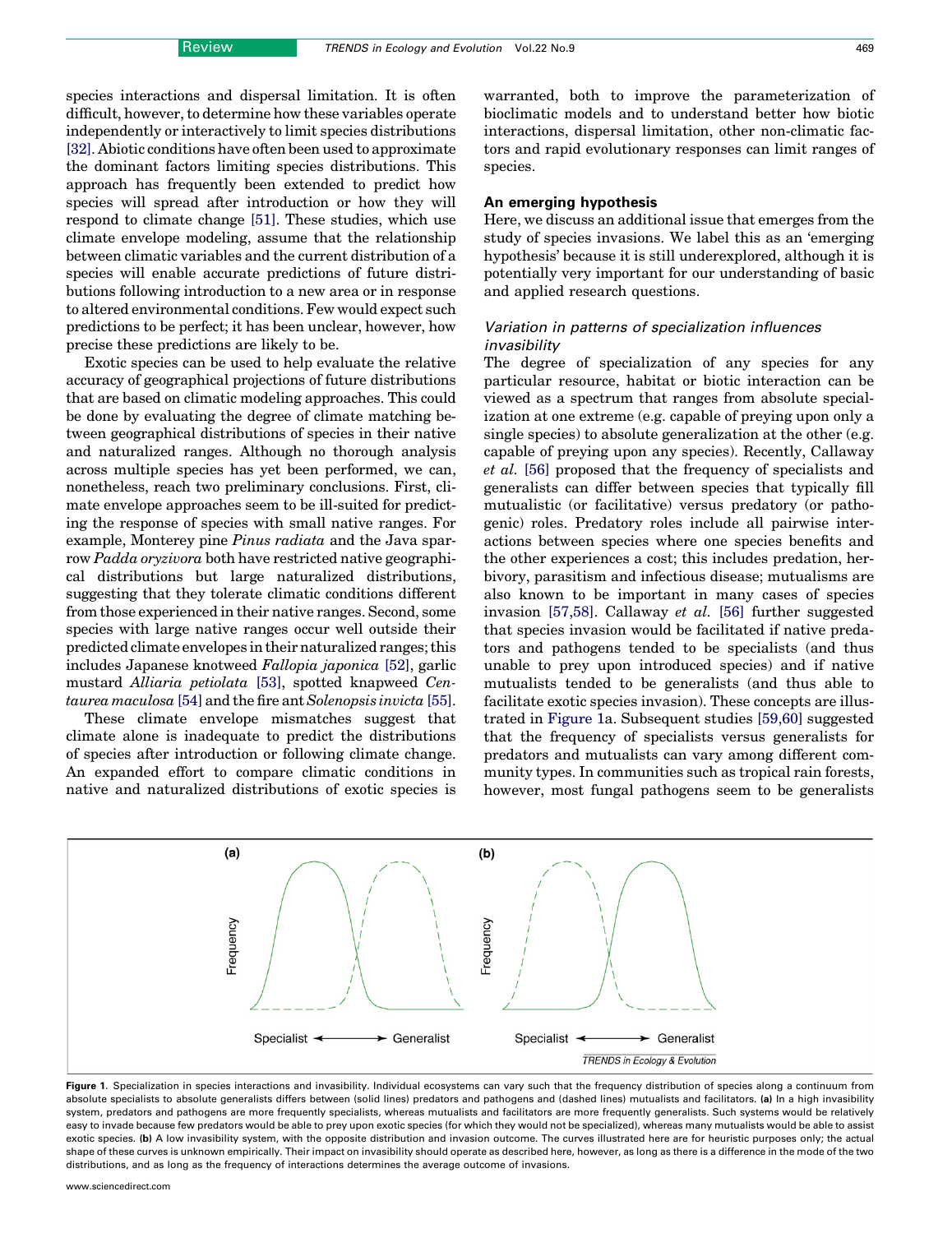species interactions and dispersal limitation. It is often difficult, however, to determine how these variables operate independently or interactively to limit species distributions [32]. Abiotic conditions have often been used to approximate the dominant factors limiting species distributions. This approach has frequently been extended to predict how species will spread after introduction or how they will respond to climate change [51]. These studies, which use climate envelope modeling, assume that the relationship between climatic variables and the current distribution of a species will enable accurate predictions of future distributions following introduction to a new area or in response to altered environmental conditions. Few would expect such predictions to be perfect; it has been unclear, however, how precise these predictions are likely to be.

Exotic species can be used to help evaluate the relative accuracy of geographical projections of future distributions that are based on climatic modeling approaches. This could be done by evaluating the degree of climate matching between geographical distributions of species in their native and naturalized ranges. Although no thorough analysis across multiple species has yet been performed, we can, nonetheless, reach two preliminary conclusions. First, climate envelope approaches seem to be ill-suited for predicting the response of species with small native ranges. For example, Monterey pine *Pinus radiata* and the Java sparrow *Padda oryzivora* both have restricted native geographical distributions but large naturalized distributions, suggesting that they tolerate climatic conditions different from those experienced in their native ranges. Second, some species with large native ranges occur well outside their predicted climate envelopes in their naturalized ranges; this includes Japanese knotweed *Fallopia japonica* [52], garlic mustard *Alliaria petiolata* [53], spotted knapweed *Centaurea maculosa* [54] and the fire ant *Solenopsis invicta* [55].

These climate envelope mismatches suggest that climate alone is inadequate to predict the distributions of species after introduction or following climate change. An expanded effort to compare climatic conditions in native and naturalized distributions of exotic species is warranted, both to improve the parameterization of bioclimatic models and to understand better how biotic interactions, dispersal limitation, other non-climatic factors and rapid evolutionary responses can limit ranges of species.

## An emerging hypothesis

Here, we discuss an additional issue that emerges from the study of species invasions. We label this as an 'emerging hypothesis' because it is still underexplored, although it is potentially very important for our understanding of basic and applied research questions.

### *Variation in patterns of specialization influences invasibility*

The degree of specialization of any species for any particular resource, habitat or biotic interaction can be viewed as a spectrum that ranges from absolute specialization at one extreme (e.g. capable of preying upon only a single species) to absolute generalization at the other (e.g. capable of preying upon any species). Recently, Callaway *et al.* [56] proposed that the frequency of specialists and generalists can differ between species that typically fill mutualistic (or facilitative) versus predatory (or pathogenic) roles. Predatory roles include all pairwise interactions between species where one species benefits and the other experiences a cost; this includes predation, herbivory, parasitism and infectious disease; mutualisms are also known to be important in many cases of species invasion [57,58]. Callaway *et al.* [56] further suggested that species invasion would be facilitated if native predators and pathogens tended to be specialists (and thus unable to prey upon introduced species) and if native mutualists tended to be generalists (and thus able to facilitate exotic species invasion). These concepts are illustrated in Figure 1a. Subsequent studies [59,60] suggested that the frequency of specialists versus generalists for predators and mutualists can vary among different community types. In communities such as tropical rain forests, however, most fungal pathogens seem to be generalists

(a)
Frequency
Specialist ⟵⟶ Generalist

(b)
Frequency
Specialist ⟵⟶ Generalist

**Figure 1.** Specialization in species interactions and invasibility. Individual ecosystems can vary such that the frequency distribution of species along a continuum from absolute specialists to absolute generalists differs between (solid lines) predators and pathogens and (dashed lines) mutualists and facilitators. **(a)** In a high invasibility system, predators and pathogens are more frequently specialists, whereas mutualists and facilitators are more frequently generalists. Such systems would be relatively easy to invade because few predators would be able to prey upon exotic species (for which they would not be specialized), whereas many mutualists would be able to assist exotic species. **(b)** A low invasibility system, with the opposite distribution and invasion outcome. The curves illustrated here are for heuristic purposes only; the actual shape of these curves is unknown empirically. Their impact on invasibility should operate as described here, however, as long as there is a difference in the mode of the two distributions, and as long as the frequency of interactions determines the average outcome of invasions.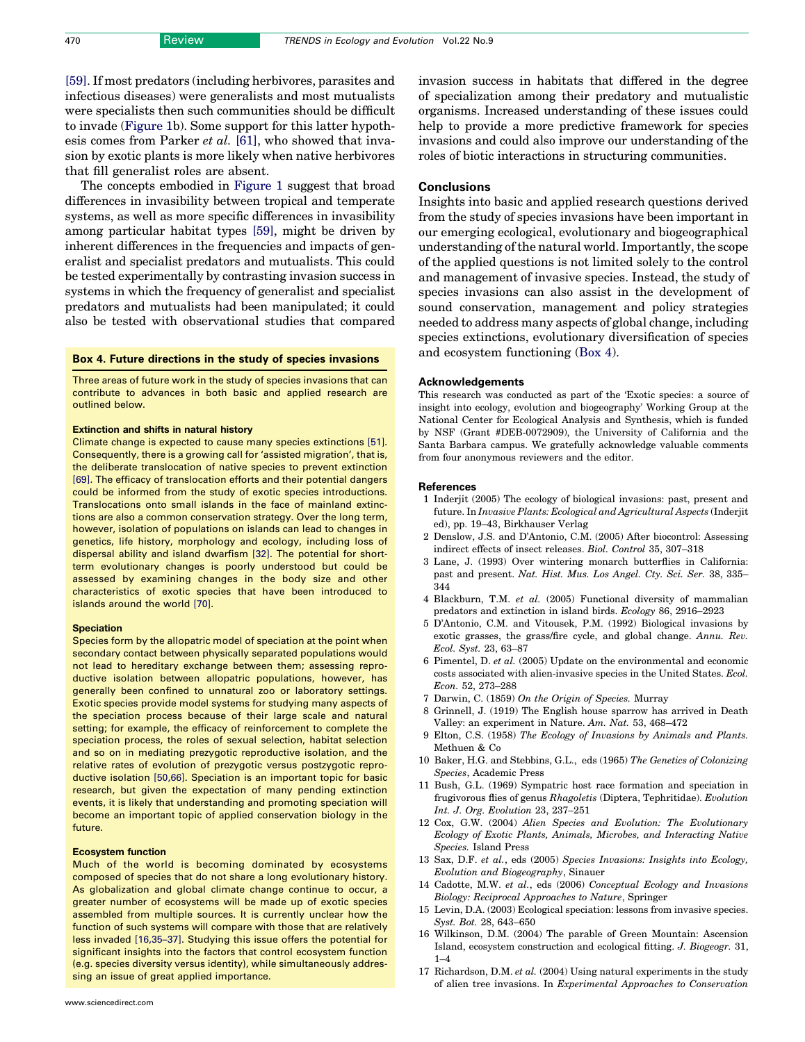[59]. If most predators (including herbivores, parasites and infectious diseases) were generalists and most mutualists were specialists then such communities should be difficult to invade (Figure 1b). Some support for this latter hypothesis comes from Parker *et al.* [61], who showed that invasion by exotic plants is more likely when native herbivores that fill generalist roles are absent.

The concepts embodied in Figure 1 suggest that broad differences in invasibility between tropical and temperate systems, as well as more specific differences in invasibility among particular habitat types [59], might be driven by inherent differences in the frequencies and impacts of generalist and specialist predators and mutualists. This could be tested experimentally by contrasting invasion success in systems in which the frequency of generalist and specialist predators and mutualists had been manipulated; it could also be tested with observational studies that compared invasion success in habitats that differed in the degree of specialization among their predatory and mutualistic organisms. Increased understanding of these issues could help to provide a more predictive framework for species invasions and could also improve our understanding of the roles of biotic interactions in structuring communities.

### Box 4. Future directions in the study of species invasions

Three areas of future work in the study of species invasions that can contribute to advances in both basic and applied research are outlined below.

#### Extinction and shifts in natural history

Climate change is expected to cause many species extinctions [51]. Consequently, there is a growing call for 'assisted migration', that is, the deliberate translocation of native species to prevent extinction [69]. The efficacy of translocation efforts and their potential dangers could be informed from the study of exotic species introductions. Translocations onto small islands in the face of mainland extinctions are also a common conservation strategy. Over the long term, however, isolation of populations on islands can lead to changes in genetics, life history, morphology and ecology, including loss of dispersal ability and island dwarfism [32]. The potential for short-term evolutionary changes is poorly understood but could be assessed by examining changes in the body size and other characteristics of exotic species that have been introduced to islands around the world [70].

#### Speciation

Species form by the allopatric model of speciation at the point when secondary contact between physically separated populations would not lead to hereditary exchange between them; assessing reproductive isolation between allopatric populations, however, has generally been confined to unnatural zoo or laboratory settings. Exotic species provide model systems for studying many aspects of the speciation process because of their large scale and natural setting; for example, the efficacy of reinforcement to complete the speciation process, the roles of sexual selection, habitat selection and so on in mediating prezygotic reproductive isolation, and the relative rates of evolution of prezygotic versus postzygotic reproductive isolation [50,66]. Speciation is an important topic for basic research, but given the expectation of many pending extinction events, it is likely that understanding and promoting speciation will become an important topic of applied conservation biology in the future.

#### Ecosystem function

Much of the world is becoming dominated by ecosystems composed of species that do not share a long evolutionary history. As globalization and global climate change continue to occur, a greater number of ecosystems will be made up of exotic species assembled from multiple sources. It is currently unclear how the function of such systems will compare with those that are relatively less invaded [16,35–37]. Studying this issue offers the potential for significant insights into the factors that control ecosystem function (e.g. species diversity versus identity), while simultaneously addressing an issue of great applied importance.

## Conclusions

Insights into basic and applied research questions derived from the study of species invasions have been important in our emerging ecological, evolutionary and biogeographical understanding of the natural world. Importantly, the scope of the applied questions is not limited solely to the control and management of invasive species. Instead, the study of species invasions can also assist in the development of sound conservation, management and policy strategies needed to address many aspects of global change, including species extinctions, evolutionary diversification of species and ecosystem functioning (Box 4).

### Acknowledgements

This research was conducted as part of the 'Exotic species: a source of insight into ecology, evolution and biogeography' Working Group at the National Center for Ecological Analysis and Synthesis, which is funded by NSF (Grant #DEB-0072909), the University of California and the Santa Barbara campus. We gratefully acknowledge valuable comments from four anonymous reviewers and the editor.

### References

1 Inderjit (2005) The ecology of biological invasions: past, present and future. In *Invasive Plants: Ecological and Agricultural Aspects* (Inderjit ed), pp. 19–43, Birkhauser Verlag

2 Denslow, J.S. and D'Antonio, C.M. (2005) After biocontrol: Assessing indirect effects of insect releases. *Biol. Control* 35, 307–318

3 Lane, J. (1993) Over wintering monarch butterflies in California: past and present. *Nat. Hist. Mus. Los Angel. Cty. Sci. Ser.* 38, 335–344

4 Blackburn, T.M. *et al.* (2005) Functional diversity of mammalian predators and extinction in island birds. *Ecology* 86, 2916–2923

5 D'Antonio, C.M. and Vitousek, P.M. (1992) Biological invasions by exotic grasses, the grass/fire cycle, and global change. *Annu. Rev. Ecol. Syst.* 23, 63–87

6 Pimentel, D. *et al.* (2005) Update on the environmental and economic costs associated with alien-invasive species in the United States. *Ecol. Econ.* 52, 273–288

7 Darwin, C. (1859) *On the Origin of Species.* Murray

8 Grinnell, J. (1919) The English house sparrow has arrived in Death Valley: an experiment in Nature. *Am. Nat.* 53, 468–472

9 Elton, C.S. (1958) *The Ecology of Invasions by Animals and Plants.* Methuen & Co

10 Baker, H.G. and Stebbins, G.L., eds (1965) *The Genetics of Colonizing Species*, Academic Press

11 Bush, G.L. (1969) Sympatric host race formation and speciation in frugivorous flies of genus *Rhagoletis* (Diptera, Tephritidae). *Evolution Int. J. Org. Evolution* 23, 237–251

12 Cox, G.W. (2004) *Alien Species and Evolution: The Evolutionary Ecology of Exotic Plants, Animals, Microbes, and Interacting Native Species.* Island Press

13 Sax, D.F. *et al.*, eds (2005) *Species Invasions: Insights into Ecology, Evolution and Biogeography*, Sinauer

14 Cadotte, M.W. *et al.*, eds (2006) *Conceptual Ecology and Invasions Biology: Reciprocal Approaches to Nature*, Springer

15 Levin, D.A. (2003) Ecological speciation: lessons from invasive species. *Syst. Bot.* 28, 643–650

16 Wilkinson, D.M. (2004) The parable of Green Mountain: Ascension Island, ecosystem construction and ecological fitting. *J. Biogeogr.* 31, 1–4

17 Richardson, D.M. *et al.* (2004) Using natural experiments in the study of alien tree invasions. In *Experimental Approaches to Conservation*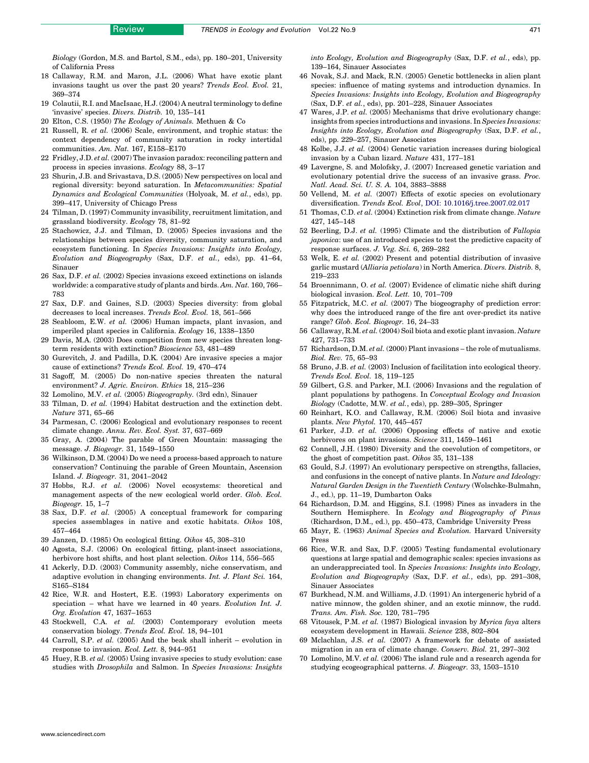*Biology* (Gordon, M.S. and Bartol, S.M., eds), pp. 180–201, University of California Press

18 Callaway, R.M. and Maron, J.L. (2006) What have exotic plant invasions taught us over the past 20 years? *Trends Ecol. Evol.* 21, 369–374

19 Colautii, R.I. and MacIsaac, H.J. (2004) A neutral terminology to define 'invasive' species. *Divers. Distrib.* 10, 135–141

20 Elton, C.S. (1950) *The Ecology of Animals.* Methuen & Co

21 Russell, R. *et al.* (2006) Scale, environment, and trophic status: the context dependency of community saturation in rocky intertidal communities. *Am. Nat.* 167, E158–E170

22 Fridley, J.D. *et al.* (2007) The invasion paradox: reconciling pattern and process in species invasions. *Ecology* 88, 3–17

23 Shurin, J.B. and Srivastava, D.S. (2005) New perspectives on local and regional diversity: beyond saturation. In *Metacommunities: Spatial Dynamics and Ecological Communities* (Holyoak, M. *et al.*, eds), pp. 399–417, University of Chicago Press

24 Tilman, D. (1997) Community invasibility, recruitment limitation, and grassland biodiversity. *Ecology* 78, 81–92

25 Stachowicz, J.J. and Tilman, D. (2005) Species invasions and the relationships between species diversity, community saturation, and ecosystem functioning. In *Species Invasions: Insights into Ecology, Evolution and Biogeography* (Sax, D.F. *et al.*, eds), pp. 41–64, Sinauer

26 Sax, D.F. *et al.* (2002) Species invasions exceed extinctions on islands worldwide: a comparative study of plants and birds. *Am. Nat.* 160, 766–783

27 Sax, D.F. and Gaines, S.D. (2003) Species diversity: from global decreases to local increases. *Trends Ecol. Evol.* 18, 561–566

28 Seabloom, E.W. *et al.* (2006) Human impacts, plant invasion, and imperiled plant species in California. *Ecology* 16, 1338–1350

29 Davis, M.A. (2003) Does competition from new species threaten long-term residents with extinction? *Bioscience* 53, 481–489

30 Gurevitch, J. and Padilla, D.K. (2004) Are invasive species a major cause of extinctions? *Trends Ecol. Evol.* 19, 470–474

31 Sagoff, M. (2005) Do non-native species threaten the natural environment? *J. Agric. Environ. Ethics* 18, 215–236

32 Lomolino, M.V. *et al.* (2005) *Biogeography.* (3rd edn), Sinauer

33 Tilman, D. *et al.* (1994) Habitat destruction and the extinction debt. *Nature* 371, 65–66

34 Parmesan, C. (2006) Ecological and evolutionary responses to recent climate change. *Annu. Rev. Ecol. Syst.* 37, 637–669

35 Gray, A. (2004) The parable of Green Mountain: massaging the message. *J. Biogeogr.* 31, 1549–1550

36 Wilkinson, D.M. (2004) Do we need a process-based approach to nature conservation? Continuing the parable of Green Mountain, Ascension Island. *J. Biogeogr.* 31, 2041–2042

37 Hobbs, R.J. *et al.* (2006) Novel ecosystems: theoretical and management aspects of the new ecological world order. *Glob. Ecol. Biogeogr.* 15, 1–7

38 Sax, D.F. *et al.* (2005) A conceptual framework for comparing species assemblages in native and exotic habitats. *Oikos* 108, 457–464

39 Janzen, D. (1985) On ecological fitting. *Oikos* 45, 308–310

40 Agosta, S.J. (2006) On ecological fitting, plant-insect associations, herbivore host shifts, and host plant selection. *Oikos* 114, 556–565

41 Ackerly, D.D. (2003) Community assembly, niche conservatism, and adaptive evolution in changing environments. *Int. J. Plant Sci.* 164, S165–S184

42 Rice, W.R. and Hostert, E.E. (1993) Laboratory experiments on speciation – what have we learned in 40 years. *Evolution Int. J. Org. Evolution* 47, 1637–1653

43 Stockwell, C.A. *et al.* (2003) Contemporary evolution meets conservation biology. *Trends Ecol. Evol.* 18, 94–101

44 Carroll, S.P. *et al.* (2005) And the beak shall inherit – evolution in response to invasion. *Ecol. Lett.* 8, 944–951

45 Huey, R.B. *et al.* (2005) Using invasive species to study evolution: case studies with *Drosophila* and Salmon. In *Species Invasions: Insights into Ecology, Evolution and Biogeography* (Sax, D.F. *et al.*, eds), pp. 139–164, Sinauer Associates

46 Novak, S.J. and Mack, R.N. (2005) Genetic bottlenecks in alien plant species: influence of mating systems and introduction dynamics. In *Species Invasions: Insights into Ecology, Evolution and Biogeography* (Sax, D.F. *et al.*, eds), pp. 201–228, Sinauer Associates

47 Wares, J.P. *et al.* (2005) Mechanisms that drive evolutionary change: insights from species introductions and invasions. In *Species Invasions: Insights into Ecology, Evolution and Biogeography* (Sax, D.F. *et al.*, eds), pp. 229–257, Sinauer Associates

48 Kolbe, J.J. *et al.* (2004) Genetic variation increases during biological invasion by a Cuban lizard. *Nature* 431, 177–181

49 Lavergne, S. and Molofsky, J. (2007) Increased genetic variation and evolutionary potential drive the success of an invasive grass. *Proc. Natl. Acad. Sci. U. S. A.* 104, 3883–3888

50 Vellend, M. *et al.* (2007) Effects of exotic species on evolutionary diversification. *Trends Ecol. Evol*, DOI: 10.1016/j.tree.2007.02.017

51 Thomas, C.D. *et al.* (2004) Extinction risk from climate change. *Nature* 427, 145–148

52 Beerling, D.J. *et al.* (1995) Climate and the distribution of *Fallopia japonica*: use of an introduced species to test the predictive capacity of response surfaces. *J. Veg. Sci.* 6, 269–282

53 Welk, E. *et al.* (2002) Present and potential distribution of invasive garlic mustard (*Alliaria petiolara*) in North America. *Divers. Distrib.* 8, 219–233

54 Broennimann, O. *et al.* (2007) Evidence of climatic niche shift during biological invasion. *Ecol. Lett.* 10, 701–709

55 Fitzpatrick, M.C. *et al.* (2007) The biogeography of prediction error: why does the introduced range of the fire ant over-predict its native range? *Glob. Ecol. Biogeogr.* 16, 24–33

56 Callaway, R.M. *et al.* (2004) Soil biota and exotic plant invasion. *Nature* 427, 731–733

57 Richardson, D.M. *et al.* (2000) Plant invasions – the role of mutualisms. *Biol. Rev.* 75, 65–93

58 Bruno, J.B. *et al.* (2003) Inclusion of facilitation into ecological theory. *Trends Ecol. Evol.* 18, 119–125

59 Gilbert, G.S. and Parker, M.I. (2006) Invasions and the regulation of plant populations by pathogens. In *Conceptual Ecology and Invasion Biology* (Cadotte, M.W. *et al.*, eds), pp. 289–305, Springer

60 Reinhart, K.O. and Callaway, R.M. (2006) Soil biota and invasive plants. *New Phytol.* 170, 445–457

61 Parker, J.D. *et al.* (2006) Opposing effects of native and exotic herbivores on plant invasions. *Science* 311, 1459–1461

62 Connell, J.H. (1980) Diversity and the coevolution of competitors, or the ghost of competition past. *Oikos* 35, 131–138

63 Gould, S.J. (1997) An evolutionary perspective on strengths, fallacies, and confusions in the concept of native plants. In *Nature and Ideology: Natural Garden Design in the Twentieth Century* (Wolschke-Bulmahn, J., ed.), pp. 11–19, Dumbarton Oaks

64 Richardson, D.M. and Higgins, S.I. (1998) Pines as invaders in the Southern Hemisphere. In *Ecology and Biogeography of Pinus* (Richardson, D.M., ed.), pp. 450–473, Cambridge University Press

65 Mayr, E. (1963) *Animal Species and Evolution.* Harvard University Press

66 Rice, W.R. and Sax, D.F. (2005) Testing fundamental evolutionary questions at large spatial and demographic scales: species invasions as an underappreciated tool. In *Species Invasions: Insights into Ecology, Evolution and Biogeography* (Sax, D.F. *et al.*, eds), pp. 291–308, Sinauer Associates

67 Burkhead, N.M. and Williams, J.D. (1991) An intergeneric hybrid of a native minnow, the golden shiner, and an exotic minnow, the rudd. *Trans. Am. Fish. Soc.* 120, 781–795

68 Vitousek, P.M. *et al.* (1987) Biological invasion by *Myrica faya* alters ecosystem development in Hawaii. *Science* 238, 802–804

69 Mclachlan, J.S. *et al.* (2007) A framework for debate of assisted migration in an era of climate change. *Conserv. Biol.* 21, 297–302

70 Lomolino, M.V. *et al.* (2006) The island rule and a research agenda for studying ecogeographical patterns. *J. Biogeogr.* 33, 1503–1510